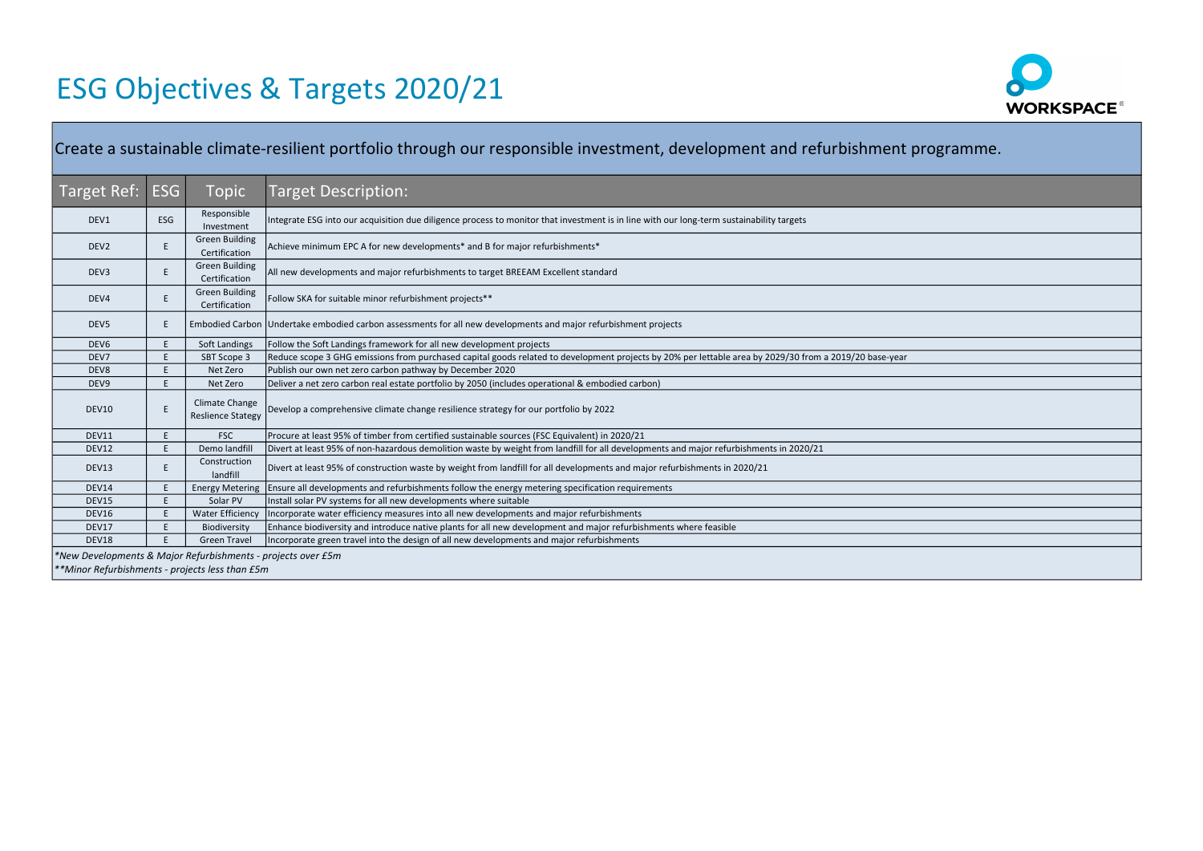# ESG Objectives & Targets 2020/21

Create a sustainable climate-resilient portfolio through our responsible investment, development and refurbishment programme.

| Target Ref: | ESG | Topic | Target Description: |
|---|---|---|---|
| DEV1 | ESG | Responsible Investment | Integrate ESG into our acquisition due diligence process to monitor that investment is in line with our long-term sustainability targets |
| DEV2 | E | Green Building Certification | Achieve minimum EPC A for new developments* and B for major refurbishments* |
| DEV3 | E | Green Building Certification | All new developments and major refurbishments to target BREEAM Excellent standard |
| DEV4 | E | Green Building Certification | Follow SKA for suitable minor refurbishment projects** |
| DEV5 | E | Embodied Carbon | Undertake embodied carbon assessments for all new developments and major refurbishment projects |
| DEV6 | E | Soft Landings | Follow the Soft Landings framework for all new development projects |
| DEV7 | E | SBT Scope 3 | Reduce scope 3 GHG emissions from purchased capital goods related to development projects by 20% per lettable area by 2029/30 from a 2019/20 base-year |
| DEV8 | E | Net Zero | Publish our own net zero carbon pathway by December 2020 |
| DEV9 | E | Net Zero | Deliver a net zero carbon real estate portfolio by 2050 (includes operational & embodied carbon) |
| DEV10 | E | Climate Change Reslience Stategy | Develop a comprehensive climate change resilience strategy for our portfolio by 2022 |
| DEV11 | E | FSC | Procure at least 95% of timber from certified sustainable sources (FSC Equivalent) in 2020/21 |
| DEV12 | E | Demo landfill | Divert at least 95% of non-hazardous demolition waste by weight from landfill for all developments and major refurbishments in 2020/21 |
| DEV13 | E | Construction landfill | Divert at least 95% of construction waste by weight from landfill for all developments and major refurbishments in 2020/21 |
| DEV14 | E | Energy Metering | Ensure all developments and refurbishments follow the energy metering specification requirements |
| DEV15 | E | Solar PV | Install solar PV systems for all new developments where suitable |
| DEV16 | E | Water Efficiency | Incorporate water efficiency measures into all new developments and major refurbishments |
| DEV17 | E | Biodiversity | Enhance biodiversity and introduce native plants for all new development and major refurbishments where feasible |
| DEV18 | E | Green Travel | Incorporate green travel into the design of all new developments and major refurbishments |

*\*New Developments & Major Refurbishments - projects over £5m*

*\*\*Minor Refurbishments - projects less than £5m*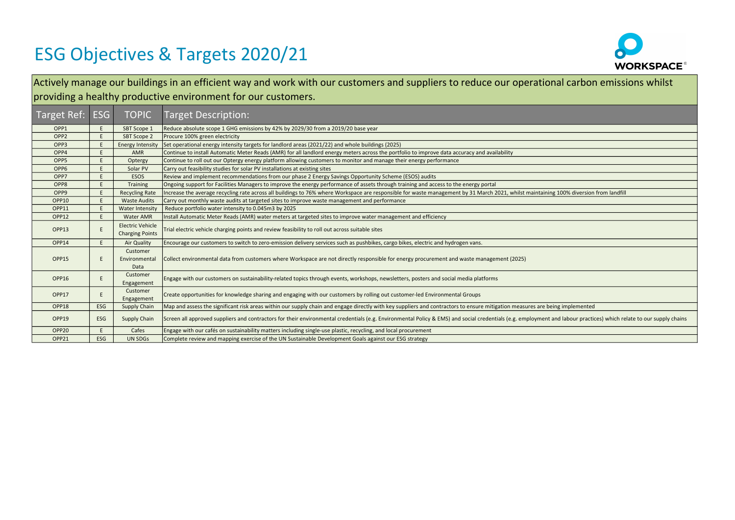# ESG Objectives & Targets 2020/21

Actively manage our buildings in an efficient way and work with our customers and suppliers to reduce our operational carbon emissions whilst providing a healthy productive environment for our customers.

| Target Ref: | ESG | TOPIC | Target Description: |
|---|---|---|---|
| OPP1 | E | SBT Scope 1 | Reduce absolute scope 1 GHG emissions by 42% by 2029/30 from a 2019/20 base year |
| OPP2 | E | SBT Scope 2 | Procure 100% green electricity |
| OPP3 | E | Energy Intensity | Set operational energy intensity targets for landlord areas (2021/22) and whole buildings (2025) |
| OPP4 | E | AMR | Continue to install Automatic Meter Reads (AMR) for all landlord energy meters across the portfolio to improve data accuracy and availability |
| OPP5 | E | Optergy | Continue to roll out our Optergy energy platform allowing customers to monitor and manage their energy performance |
| OPP6 | E | Solar PV | Carry out feasibility studies for solar PV installations at existing sites |
| OPP7 | E | ESOS | Review and implement recommendations from our phase 2 Energy Savings Opportunity Scheme (ESOS) audits |
| OPP8 | E | Training | Ongoing support for Facilities Managers to improve the energy performance of assets through training and access to the energy portal |
| OPP9 | E | Recycling Rate | Increase the average recycling rate across all buildings to 76% where Workspace are responsible for waste management by 31 March 2021, whilst maintaining 100% diversion from landfill |
| OPP10 | E | Waste Audits | Carry out monthly waste audits at targeted sites to improve waste management and performance |
| OPP11 | E | Water Intensity | Reduce portfolio water intensity to 0.045m3 by 2025 |
| OPP12 | E | Water AMR | Install Automatic Meter Reads (AMR) water meters at targeted sites to improve water management and efficiency |
| OPP13 | E | Electric Vehicle Charging Points | Trial electric vehicle charging points and review feasibility to roll out across suitable sites |
| OPP14 | E | Air Quality | Encourage our customers to switch to zero-emission delivery services such as pushbikes, cargo bikes, electric and hydrogen vans. |
| OPP15 | E | Customer Environmental Data | Collect environmental data from customers where Workspace are not directly responsible for energy procurement and waste management (2025) |
| OPP16 | E | Customer Engagement | Engage with our customers on sustainability-related topics through events, workshops, newsletters, posters and social media platforms |
| OPP17 | E | Customer Engagement | Create opportunities for knowledge sharing and engaging with our customers by rolling out customer-led Environmental Groups |
| OPP18 | ESG | Supply Chain | Map and assess the significant risk areas within our supply chain and engage directly with key suppliers and contractors to ensure mitigation measures are being implemented |
| OPP19 | ESG | Supply Chain | Screen all approved suppliers and contractors for their environmental credentials (e.g. Environmental Policy & EMS) and social credentials (e.g. employment and labour practices) which relate to our supply chains |
| OPP20 | E | Cafes | Engage with our cafés on sustainability matters including single-use plastic, recycling, and local procurement |
| OPP21 | ESG | UN SDGs | Complete review and mapping exercise of the UN Sustainable Development Goals against our ESG strategy |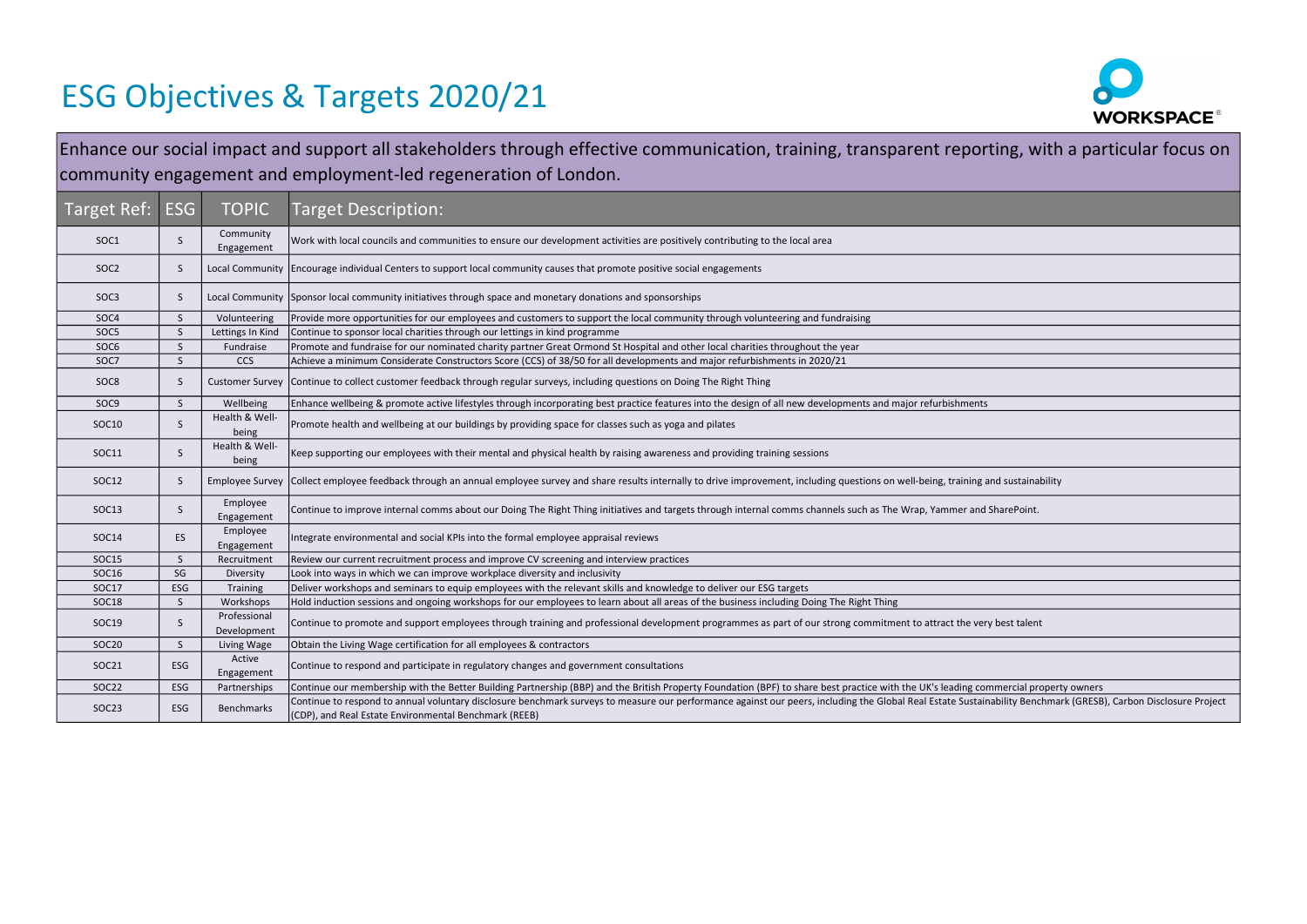# ESG Objectives & Targets 2020/21

WORKSPACE®

Enhance our social impact and support all stakeholders through effective communication, training, transparent reporting, with a particular focus on community engagement and employment-led regeneration of London.

| Target Ref: | ESG | TOPIC | Target Description: |
|---|---|---|---|
| SOC1 | S | Community Engagement | Work with local councils and communities to ensure our development activities are positively contributing to the local area |
| SOC2 | S | Local Community | Encourage individual Centers to support local community causes that promote positive social engagements |
| SOC3 | S | Local Community | Sponsor local community initiatives through space and monetary donations and sponsorships |
| SOC4 | S | Volunteering | Provide more opportunities for our employees and customers to support the local community through volunteering and fundraising |
| SOC5 | S | Lettings In Kind | Continue to sponsor local charities through our lettings in kind programme |
| SOC6 | S | Fundraise | Promote and fundraise for our nominated charity partner Great Ormond St Hospital and other local charities throughout the year |
| SOC7 | S | CCS | Achieve a minimum Considerate Constructors Score (CCS) of 38/50 for all developments and major refurbishments in 2020/21 |
| SOC8 | S | Customer Survey | Continue to collect customer feedback through regular surveys, including questions on Doing The Right Thing |
| SOC9 | S | Wellbeing | Enhance wellbeing & promote active lifestyles through incorporating best practice features into the design of all new developments and major refurbishments |
| SOC10 | S | Health & Well-being | Promote health and wellbeing at our buildings by providing space for classes such as yoga and pilates |
| SOC11 | S | Health & Well-being | Keep supporting our employees with their mental and physical health by raising awareness and providing training sessions |
| SOC12 | S | Employee Survey | Collect employee feedback through an annual employee survey and share results internally to drive improvement, including questions on well-being, training and sustainability |
| SOC13 | S | Employee Engagement | Continue to improve internal comms about our Doing The Right Thing initiatives and targets through internal comms channels such as The Wrap, Yammer and SharePoint. |
| SOC14 | ES | Employee Engagement | Integrate environmental and social KPIs into the formal employee appraisal reviews |
| SOC15 | S | Recruitment | Review our current recruitment process and improve CV screening and interview practices |
| SOC16 | SG | Diversity | Look into ways in which we can improve workplace diversity and inclusivity |
| SOC17 | ESG | Training | Deliver workshops and seminars to equip employees with the relevant skills and knowledge to deliver our ESG targets |
| SOC18 | S | Workshops | Hold induction sessions and ongoing workshops for our employees to learn about all areas of the business including Doing The Right Thing |
| SOC19 | S | Professional Development | Continue to promote and support employees through training and professional development programmes as part of our strong commitment to attract the very best talent |
| SOC20 | S | Living Wage | Obtain the Living Wage certification for all employees & contractors |
| SOC21 | ESG | Active Engagement | Continue to respond and participate in regulatory changes and government consultations |
| SOC22 | ESG | Partnerships | Continue our membership with the Better Building Partnership (BBP) and the British Property Foundation (BPF) to share best practice with the UK's leading commercial property owners |
| SOC23 | ESG | Benchmarks | Continue to respond to annual voluntary disclosure benchmark surveys to measure our performance against our peers, including the Global Real Estate Sustainability Benchmark (GRESB), Carbon Disclosure Project (CDP), and Real Estate Environmental Benchmark (REEB) |